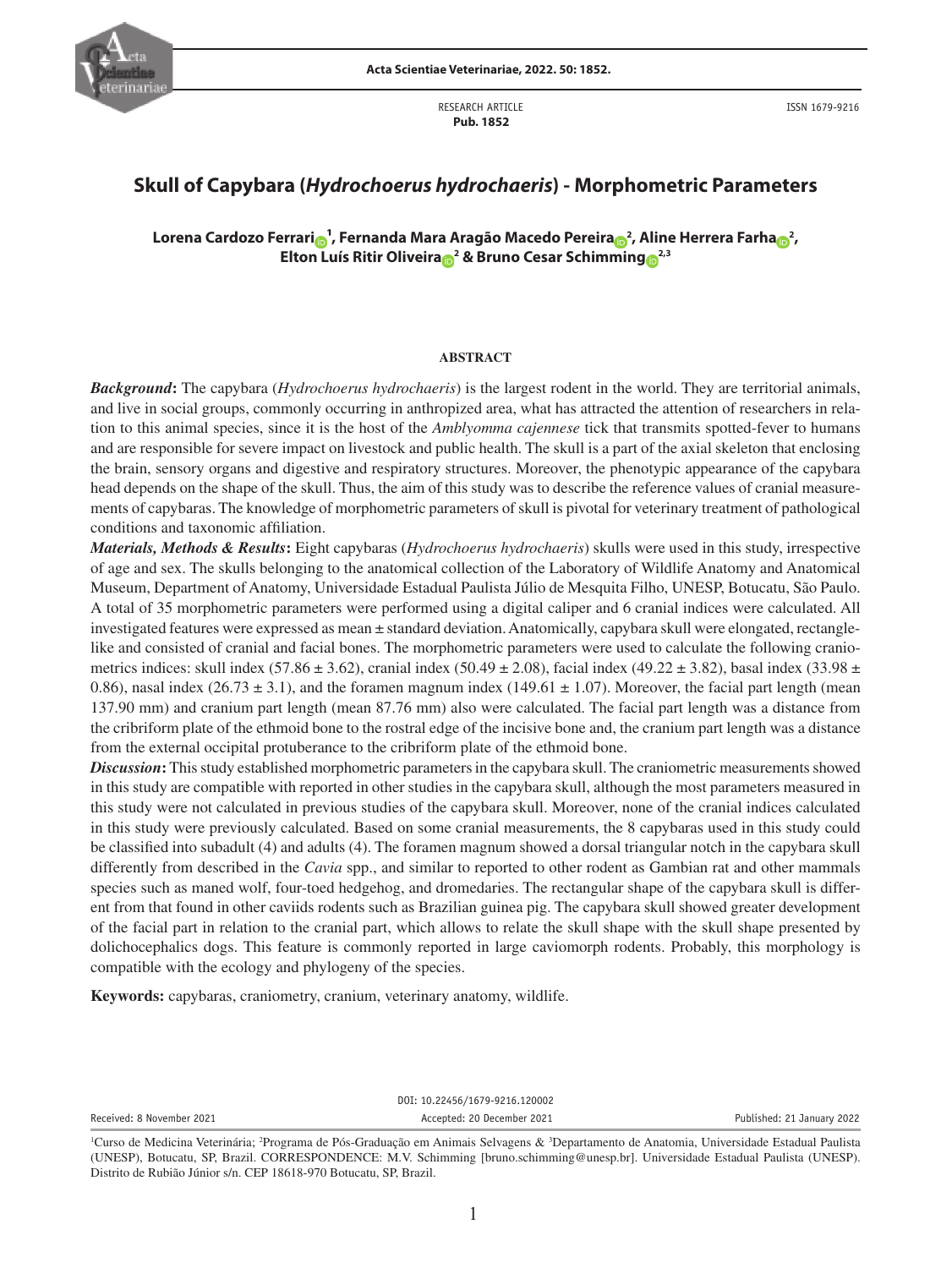RESEARCH ARTICLE
**Pub. 1852**

ISSN 1679-9216

# Skull of Capybara (*Hydrochoerus hydrochaeris*) - Morphometric Parameters

**Lorena Cardozo Ferrari[1], Fernanda Mara Aragão Macedo Pereira[2], Aline Herrera Farha[2], Elton Luís Ritir Oliveira[2] & Bruno Cesar Schimming[2,3]**

## ABSTRACT

***Background*:** The capybara (*Hydrochoerus hydrochaeris*) is the largest rodent in the world. They are territorial animals, and live in social groups, commonly occurring in anthropized area, what has attracted the attention of researchers in relation to this animal species, since it is the host of the *Amblyomma cajennese* tick that transmits spotted-fever to humans and are responsible for severe impact on livestock and public health. The skull is a part of the axial skeleton that enclosing the brain, sensory organs and digestive and respiratory structures. Moreover, the phenotypic appearance of the capybara head depends on the shape of the skull. Thus, the aim of this study was to describe the reference values of cranial measurements of capybaras. The knowledge of morphometric parameters of skull is pivotal for veterinary treatment of pathological conditions and taxonomic affiliation.

***Materials, Methods & Results*:** Eight capybaras (*Hydrochoerus hydrochaeris*) skulls were used in this study, irrespective of age and sex. The skulls belonging to the anatomical collection of the Laboratory of Wildlife Anatomy and Anatomical Museum, Department of Anatomy, Universidade Estadual Paulista Júlio de Mesquita Filho, UNESP, Botucatu, São Paulo. A total of 35 morphometric parameters were performed using a digital caliper and 6 cranial indices were calculated. All investigated features were expressed as mean ± standard deviation. Anatomically, capybara skull were elongated, rectangle-like and consisted of cranial and facial bones. The morphometric parameters were used to calculate the following craniometrics indices: skull index (57.86 ± 3.62), cranial index (50.49 ± 2.08), facial index (49.22 ± 3.82), basal index (33.98 ± 0.86), nasal index (26.73 ± 3.1), and the foramen magnum index (149.61 ± 1.07). Moreover, the facial part length (mean 137.90 mm) and cranium part length (mean 87.76 mm) also were calculated. The facial part length was a distance from the cribriform plate of the ethmoid bone to the rostral edge of the incisive bone and, the cranium part length was a distance from the external occipital protuberance to the cribriform plate of the ethmoid bone.

***Discussion*:** This study established morphometric parameters in the capybara skull. The craniometric measurements showed in this study are compatible with reported in other studies in the capybara skull, although the most parameters measured in this study were not calculated in previous studies of the capybara skull. Moreover, none of the cranial indices calculated in this study were previously calculated. Based on some cranial measurements, the 8 capybaras used in this study could be classified into subadult (4) and adults (4). The foramen magnum showed a dorsal triangular notch in the capybara skull differently from described in the *Cavia* spp., and similar to reported to other rodent as Gambian rat and other mammals species such as maned wolf, four-toed hedgehog, and dromedaries. The rectangular shape of the capybara skull is different from that found in other caviids rodents such as Brazilian guinea pig. The capybara skull showed greater development of the facial part in relation to the cranial part, which allows to relate the skull shape with the skull shape presented by dolichocephalics dogs. This feature is commonly reported in large caviomorph rodents. Probably, this morphology is compatible with the ecology and phylogeny of the species.

**Keywords:** capybaras, craniometry, cranium, veterinary anatomy, wildlife.

DOI: 10.22456/1679-9216.120002

Received: 8 November 2021 | Accepted: 20 December 2021 | Published: 21 January 2022

[1]Curso de Medicina Veterinária; [2]Programa de Pós-Graduação em Animais Selvagens & [3]Departamento de Anatomia, Universidade Estadual Paulista (UNESP), Botucatu, SP, Brazil. CORRESPONDENCE: M.V. Schimming [bruno.schimming@unesp.br]. Universidade Estadual Paulista (UNESP). Distrito de Rubião Júnior s/n. CEP 18618-970 Botucatu, SP, Brazil.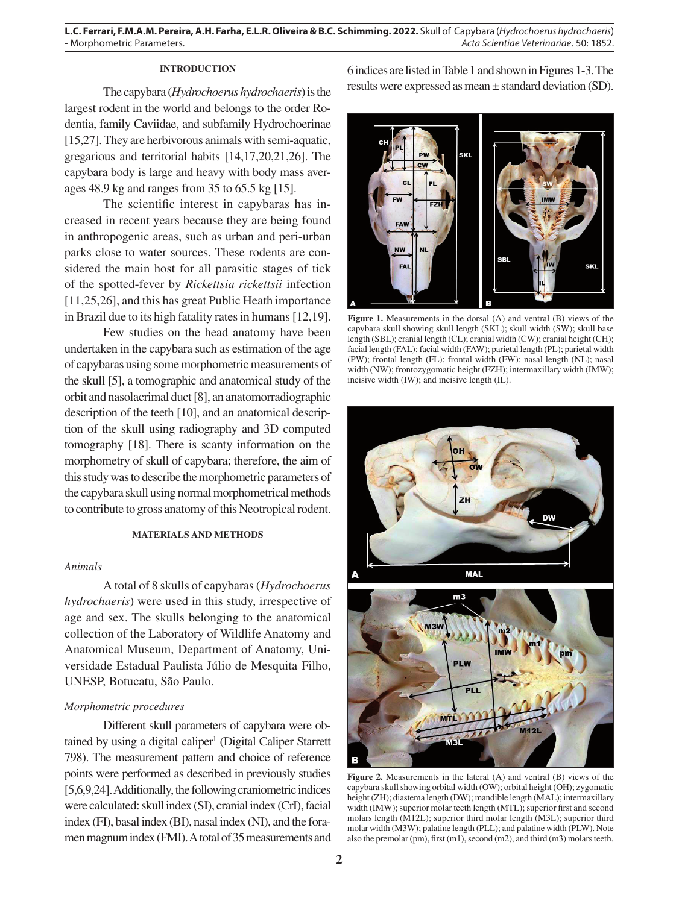## INTRODUCTION

The capybara (*Hydrochoerus hydrochaeris*) is the largest rodent in the world and belongs to the order Rodentia, family Caviidae, and subfamily Hydrochoerinae [15,27]. They are herbivorous animals with semi-aquatic, gregarious and territorial habits [14,17,20,21,26]. The capybara body is large and heavy with body mass averages 48.9 kg and ranges from 35 to 65.5 kg [15].

The scientific interest in capybaras has increased in recent years because they are being found in anthropogenic areas, such as urban and peri-urban parks close to water sources. These rodents are considered the main host for all parasitic stages of tick of the spotted-fever by *Rickettsia rickettsii* infection [11,25,26], and this has great Public Heath importance in Brazil due to its high fatality rates in humans [12,19].

Few studies on the head anatomy have been undertaken in the capybara such as estimation of the age of capybaras using some morphometric measurements of the skull [5], a tomographic and anatomical study of the orbit and nasolacrimal duct [8], an anatomorradiographic description of the teeth [10], and an anatomical description of the skull using radiography and 3D computed tomography [18]. There is scanty information on the morphometry of skull of capybara; therefore, the aim of this study was to describe the morphometric parameters of the capybara skull using normal morphometrical methods to contribute to gross anatomy of this Neotropical rodent.

## MATERIALS AND METHODS

### *Animals*

A total of 8 skulls of capybaras (*Hydrochoerus hydrochaeris*) were used in this study, irrespective of age and sex. The skulls belonging to the anatomical collection of the Laboratory of Wildlife Anatomy and Anatomical Museum, Department of Anatomy, Universidade Estadual Paulista Júlio de Mesquita Filho, UNESP, Botucatu, São Paulo.

### *Morphometric procedures*

Different skull parameters of capybara were obtained by using a digital caliper[1] (Digital Caliper Starrett 798). The measurement pattern and choice of reference points were performed as described in previously studies [5,6,9,24]. Additionally, the following craniometric indices were calculated: skull index (SI), cranial index (CrI), facial index (FI), basal index (BI), nasal index (NI), and the foramen magnum index (FMI). A total of 35 measurements and 6 indices are listed in Table 1 and shown in Figures 1-3. The results were expressed as mean ± standard deviation (SD).

**Figure 1.** Measurements in the dorsal (A) and ventral (B) views of the capybara skull showing skull length (SKL); skull width (SW); skull base length (SBL); cranial length (CL); cranial width (CW); cranial height (CH); facial length (FAL); facial width (FAW); parietal length (PL); parietal width (PW); frontal length (FL); frontal width (FW); nasal length (NL); nasal width (NW); frontozygomatic height (FZH); intermaxillary width (IMW); incisive width (IW); and incisive length (IL).

**Figure 2.** Measurements in the lateral (A) and ventral (B) views of the capybara skull showing orbital width (OW); orbital height (OH); zygomatic height (ZH); diastema length (DW); mandible length (MAL); intermaxillary width (IMW); superior molar teeth length (MTL); superior first and second molars length (M12L); superior third molar length (M3L); superior third molar width (M3W); palatine length (PLL); and palatine width (PLW). Note also the premolar (pm), first (m1), second (m2), and third (m3) molars teeth.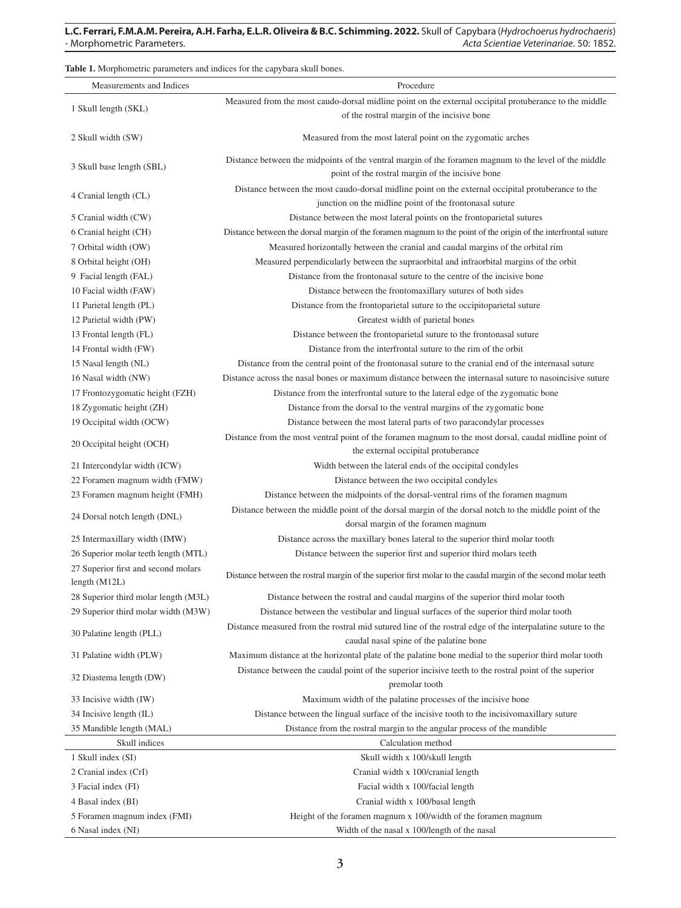**Table 1.** Morphometric parameters and indices for the capybara skull bones.

| Measurements and Indices | Procedure |
|---|---|
| 1 Skull length (SKL) | Measured from the most caudo-dorsal midline point on the external occipital protuberance to the middle of the rostral margin of the incisive bone |
| 2 Skull width (SW) | Measured from the most lateral point on the zygomatic arches |
| 3 Skull base length (SBL) | Distance between the midpoints of the ventral margin of the foramen magnum to the level of the middle point of the rostral margin of the incisive bone |
| 4 Cranial length (CL) | Distance between the most caudo-dorsal midline point on the external occipital protuberance to the junction on the midline point of the frontonasal suture |
| 5 Cranial width (CW) | Distance between the most lateral points on the frontoparietal sutures |
| 6 Cranial height (CH) | Distance between the dorsal margin of the foramen magnum to the point of the origin of the interfrontal suture |
| 7 Orbital width (OW) | Measured horizontally between the cranial and caudal margins of the orbital rim |
| 8 Orbital height (OH) | Measured perpendicularly between the supraorbital and infraorbital margins of the orbit |
| 9 Facial length (FAL) | Distance from the frontonasal suture to the centre of the incisive bone |
| 10 Facial width (FAW) | Distance between the frontomaxillary sutures of both sides |
| 11 Parietal length (PL) | Distance from the frontoparietal suture to the occipitoparietal suture |
| 12 Parietal width (PW) | Greatest width of parietal bones |
| 13 Frontal length (FL) | Distance between the frontoparietal suture to the frontonasal suture |
| 14 Frontal width (FW) | Distance from the interfrontal suture to the rim of the orbit |
| 15 Nasal length (NL) | Distance from the central point of the frontonasal suture to the cranial end of the internasal suture |
| 16 Nasal width (NW) | Distance across the nasal bones or maximum distance between the internasal suture to nasoincisive suture |
| 17 Frontozygomatic height (FZH) | Distance from the interfrontal suture to the lateral edge of the zygomatic bone |
| 18 Zygomatic height (ZH) | Distance from the dorsal to the ventral margins of the zygomatic bone |
| 19 Occipital width (OCW) | Distance between the most lateral parts of two paracondylar processes |
| 20 Occipital height (OCH) | Distance from the most ventral point of the foramen magnum to the most dorsal, caudal midline point of the external occipital protuberance |
| 21 Intercondylar width (ICW) | Width between the lateral ends of the occipital condyles |
| 22 Foramen magnum width (FMW) | Distance between the two occipital condyles |
| 23 Foramen magnum height (FMH) | Distance between the midpoints of the dorsal-ventral rims of the foramen magnum |
| 24 Dorsal notch length (DNL) | Distance between the middle point of the dorsal margin of the dorsal notch to the middle point of the dorsal margin of the foramen magnum |
| 25 Intermaxillary width (IMW) | Distance across the maxillary bones lateral to the superior third molar tooth |
| 26 Superior molar teeth length (MTL) | Distance between the superior first and superior third molars teeth |
| 27 Superior first and second molars length (M12L) | Distance between the rostral margin of the superior first molar to the caudal margin of the second molar teeth |
| 28 Superior third molar length (M3L) | Distance between the rostral and caudal margins of the superior third molar tooth |
| 29 Superior third molar width (M3W) | Distance between the vestibular and lingual surfaces of the superior third molar tooth |
| 30 Palatine length (PLL) | Distance measured from the rostral mid sutured line of the rostral edge of the interpalatine suture to the caudal nasal spine of the palatine bone |
| 31 Palatine width (PLW) | Maximum distance at the horizontal plate of the palatine bone medial to the superior third molar tooth |
| 32 Diastema length (DW) | Distance between the caudal point of the superior incisive teeth to the rostral point of the superior premolar tooth |
| 33 Incisive width (IW) | Maximum width of the palatine processes of the incisive bone |
| 34 Incisive length (IL) | Distance between the lingual surface of the incisive tooth to the incisivomaxillary suture |
| 35 Mandible length (MAL) | Distance from the rostral margin to the angular process of the mandible |
| **Skull indices** | **Calculation method** |
| 1 Skull index (SI) | Skull width x 100/skull length |
| 2 Cranial index (CrI) | Cranial width x 100/cranial length |
| 3 Facial index (FI) | Facial width x 100/facial length |
| 4 Basal index (BI) | Cranial width x 100/basal length |
| 5 Foramen magnum index (FMI) | Height of the foramen magnum x 100/width of the foramen magnum |
| 6 Nasal index (NI) | Width of the nasal x 100/length of the nasal |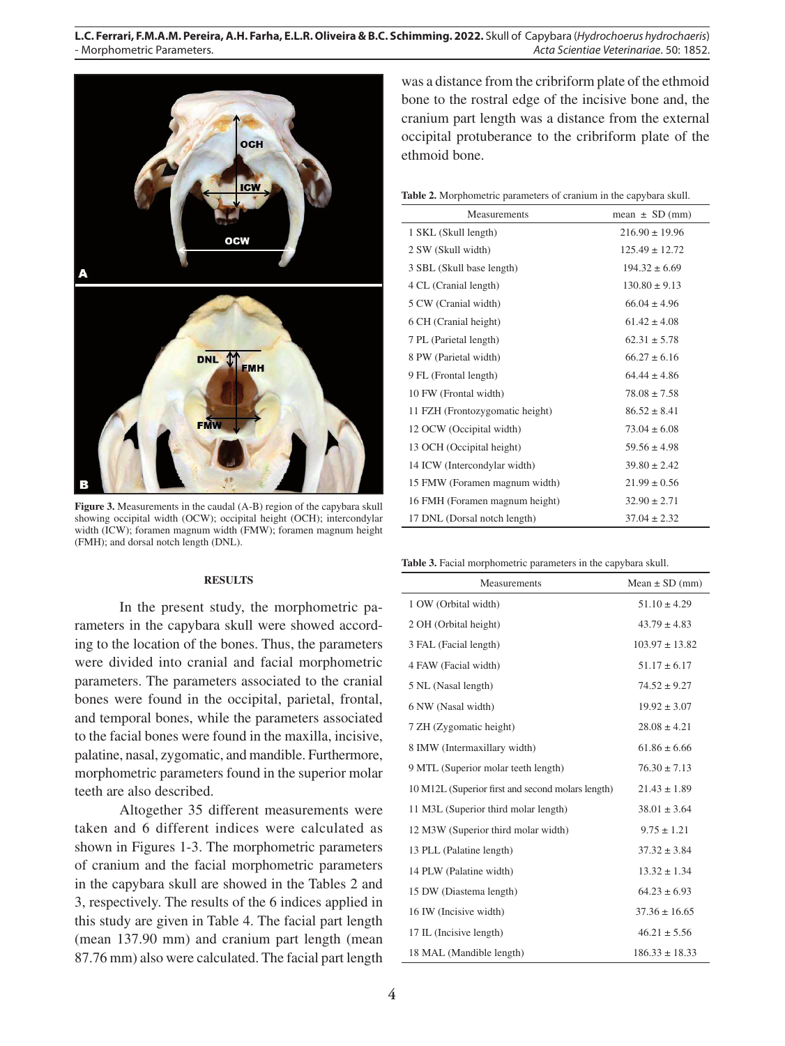Figure 3. Measurements in the caudal (A-B) region of the capybara skull showing occipital width (OCW); occipital height (OCH); intercondylar width (ICW); foramen magnum width (FMW); foramen magnum height (FMH); and dorsal notch length (DNL).

## RESULTS

In the present study, the morphometric parameters in the capybara skull were showed according to the location of the bones. Thus, the parameters were divided into cranial and facial morphometric parameters. The parameters associated to the cranial bones were found in the occipital, parietal, frontal, and temporal bones, while the parameters associated to the facial bones were found in the maxilla, incisive, palatine, nasal, zygomatic, and mandible. Furthermore, morphometric parameters found in the superior molar teeth are also described.

Altogether 35 different measurements were taken and 6 different indices were calculated as shown in Figures 1-3. The morphometric parameters of cranium and the facial morphometric parameters in the capybara skull are showed in the Tables 2 and 3, respectively. The results of the 6 indices applied in this study are given in Table 4. The facial part length (mean 137.90 mm) and cranium part length (mean 87.76 mm) also were calculated. The facial part length was a distance from the cribriform plate of the ethmoid bone to the rostral edge of the incisive bone and, the cranium part length was a distance from the external occipital protuberance to the cribriform plate of the ethmoid bone.

**Table 2.** Morphometric parameters of cranium in the capybara skull.

| Measurements | mean ± SD (mm) |
|---|---|
| 1 SKL (Skull length) | 216.90 ± 19.96 |
| 2 SW (Skull width) | 125.49 ± 12.72 |
| 3 SBL (Skull base length) | 194.32 ± 6.69 |
| 4 CL (Cranial length) | 130.80 ± 9.13 |
| 5 CW (Cranial width) | 66.04 ± 4.96 |
| 6 CH (Cranial height) | 61.42 ± 4.08 |
| 7 PL (Parietal length) | 62.31 ± 5.78 |
| 8 PW (Parietal width) | 66.27 ± 6.16 |
| 9 FL (Frontal length) | 64.44 ± 4.86 |
| 10 FW (Frontal width) | 78.08 ± 7.58 |
| 11 FZH (Frontozygomatic height) | 86.52 ± 8.41 |
| 12 OCW (Occipital width) | 73.04 ± 6.08 |
| 13 OCH (Occipital height) | 59.56 ± 4.98 |
| 14 ICW (Intercondylar width) | 39.80 ± 2.42 |
| 15 FMW (Foramen magnum width) | 21.99 ± 0.56 |
| 16 FMH (Foramen magnum height) | 32.90 ± 2.71 |
| 17 DNL (Dorsal notch length) | 37.04 ± 2.32 |

**Table 3.** Facial morphometric parameters in the capybara skull.

| Measurements | Mean ± SD (mm) |
|---|---|
| 1 OW (Orbital width) | 51.10 ± 4.29 |
| 2 OH (Orbital height) | 43.79 ± 4.83 |
| 3 FAL (Facial length) | 103.97 ± 13.82 |
| 4 FAW (Facial width) | 51.17 ± 6.17 |
| 5 NL (Nasal length) | 74.52 ± 9.27 |
| 6 NW (Nasal width) | 19.92 ± 3.07 |
| 7 ZH (Zygomatic height) | 28.08 ± 4.21 |
| 8 IMW (Intermaxillary width) | 61.86 ± 6.66 |
| 9 MTL (Superior molar teeth length) | 76.30 ± 7.13 |
| 10 M12L (Superior first and second molars length) | 21.43 ± 1.89 |
| 11 M3L (Superior third molar length) | 38.01 ± 3.64 |
| 12 M3W (Superior third molar width) | 9.75 ± 1.21 |
| 13 PLL (Palatine length) | 37.32 ± 3.84 |
| 14 PLW (Palatine width) | 13.32 ± 1.34 |
| 15 DW (Diastema length) | 64.23 ± 6.93 |
| 16 IW (Incisive width) | 37.36 ± 16.65 |
| 17 IL (Incisive length) | 46.21 ± 5.56 |
| 18 MAL (Mandible length) | 186.33 ± 18.33 |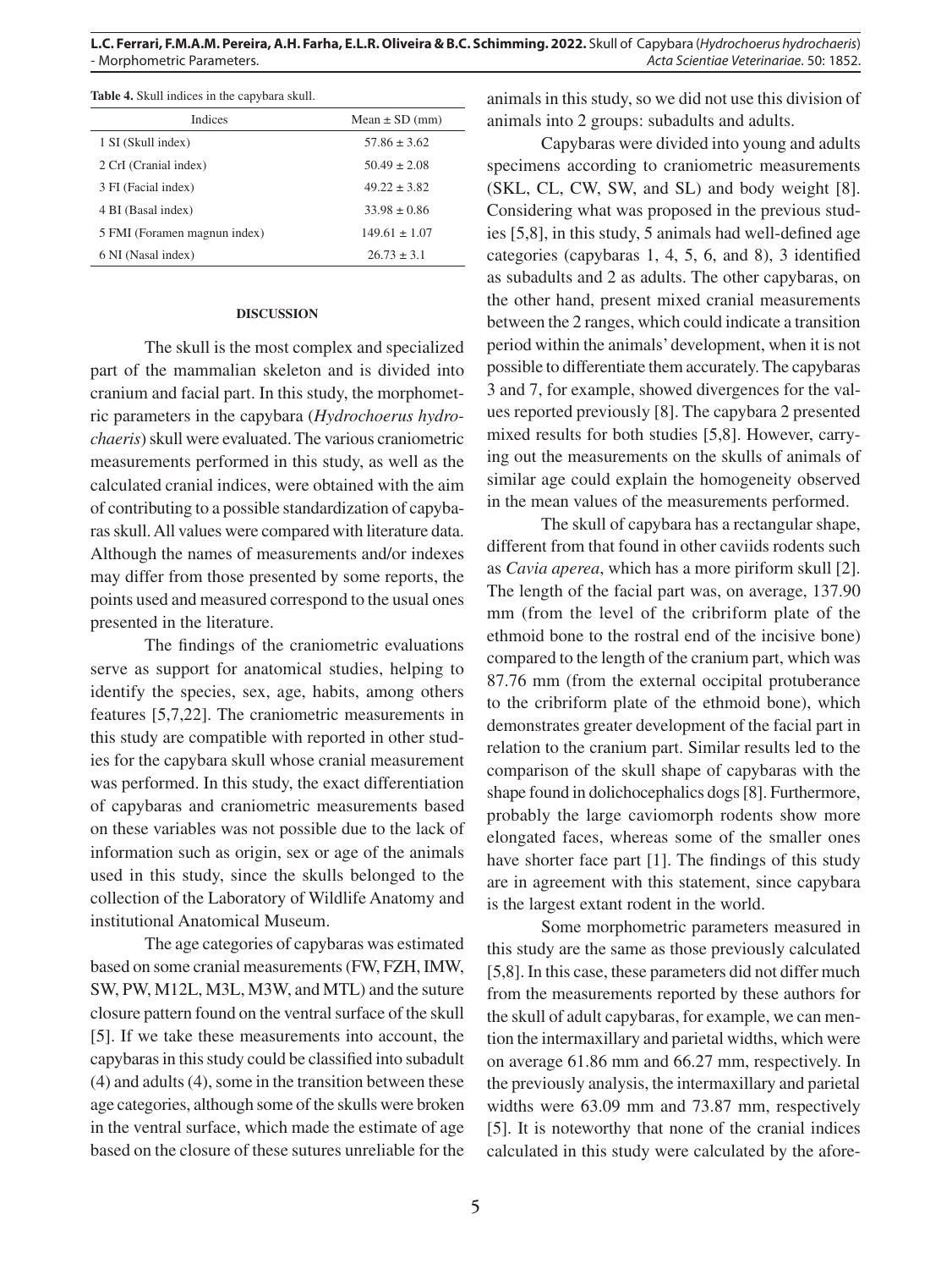**Table 4.** Skull indices in the capybara skull.

| Indices | Mean ± SD (mm) |
|---|---|
| 1 SI (Skull index) | 57.86 ± 3.62 |
| 2 CrI (Cranial index) | 50.49 ± 2.08 |
| 3 FI (Facial index) | 49.22 ± 3.82 |
| 4 BI (Basal index) | 33.98 ± 0.86 |
| 5 FMI (Foramen magnun index) | 149.61 ± 1.07 |
| 6 NI (Nasal index) | 26.73 ± 3.1 |

## DISCUSSION

The skull is the most complex and specialized part of the mammalian skeleton and is divided into cranium and facial part. In this study, the morphometric parameters in the capybara (*Hydrochoerus hydrochaeris*) skull were evaluated. The various craniometric measurements performed in this study, as well as the calculated cranial indices, were obtained with the aim of contributing to a possible standardization of capybaras skull. All values were compared with literature data. Although the names of measurements and/or indexes may differ from those presented by some reports, the points used and measured correspond to the usual ones presented in the literature.

The findings of the craniometric evaluations serve as support for anatomical studies, helping to identify the species, sex, age, habits, among others features [5,7,22]. The craniometric measurements in this study are compatible with reported in other studies for the capybara skull whose cranial measurement was performed. In this study, the exact differentiation of capybaras and craniometric measurements based on these variables was not possible due to the lack of information such as origin, sex or age of the animals used in this study, since the skulls belonged to the collection of the Laboratory of Wildlife Anatomy and institutional Anatomical Museum.

The age categories of capybaras was estimated based on some cranial measurements (FW, FZH, IMW, SW, PW, M12L, M3L, M3W, and MTL) and the suture closure pattern found on the ventral surface of the skull [5]. If we take these measurements into account, the capybaras in this study could be classified into subadult (4) and adults (4), some in the transition between these age categories, although some of the skulls were broken in the ventral surface, which made the estimate of age based on the closure of these sutures unreliable for the animals in this study, so we did not use this division of animals into 2 groups: subadults and adults.

Capybaras were divided into young and adults specimens according to craniometric measurements (SKL, CL, CW, SW, and SL) and body weight [8]. Considering what was proposed in the previous studies [5,8], in this study, 5 animals had well-defined age categories (capybaras 1, 4, 5, 6, and 8), 3 identified as subadults and 2 as adults. The other capybaras, on the other hand, present mixed cranial measurements between the 2 ranges, which could indicate a transition period within the animals' development, when it is not possible to differentiate them accurately. The capybaras 3 and 7, for example, showed divergences for the values reported previously [8]. The capybara 2 presented mixed results for both studies [5,8]. However, carrying out the measurements on the skulls of animals of similar age could explain the homogeneity observed in the mean values of the measurements performed.

The skull of capybara has a rectangular shape, different from that found in other caviids rodents such as *Cavia aperea*, which has a more piriform skull [2]. The length of the facial part was, on average, 137.90 mm (from the level of the cribriform plate of the ethmoid bone to the rostral end of the incisive bone) compared to the length of the cranium part, which was 87.76 mm (from the external occipital protuberance to the cribriform plate of the ethmoid bone), which demonstrates greater development of the facial part in relation to the cranium part. Similar results led to the comparison of the skull shape of capybaras with the shape found in dolichocephalics dogs [8]. Furthermore, probably the large caviomorph rodents show more elongated faces, whereas some of the smaller ones have shorter face part [1]. The findings of this study are in agreement with this statement, since capybara is the largest extant rodent in the world.

Some morphometric parameters measured in this study are the same as those previously calculated [5,8]. In this case, these parameters did not differ much from the measurements reported by these authors for the skull of adult capybaras, for example, we can mention the intermaxillary and parietal widths, which were on average 61.86 mm and 66.27 mm, respectively. In the previously analysis, the intermaxillary and parietal widths were 63.09 mm and 73.87 mm, respectively [5]. It is noteworthy that none of the cranial indices calculated in this study were calculated by the afore-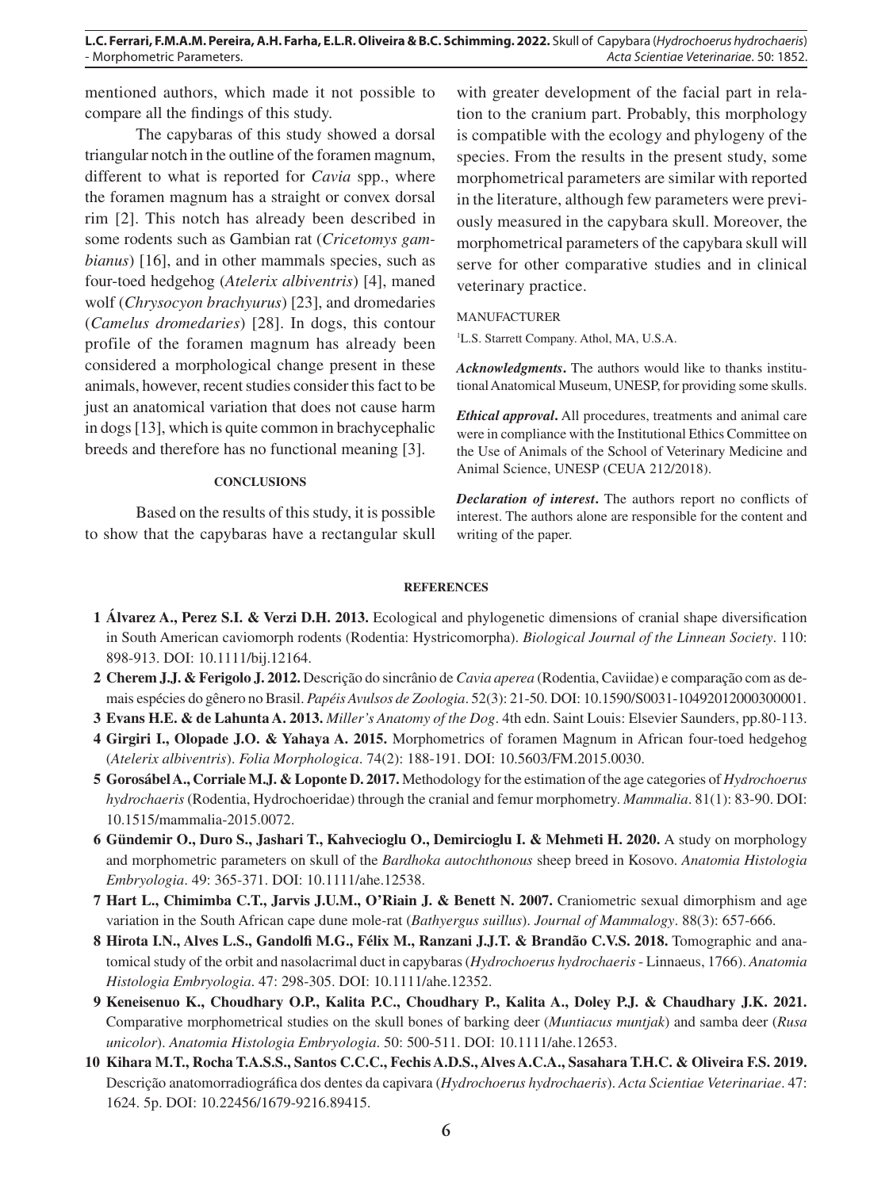mentioned authors, which made it not possible to compare all the findings of this study.

The capybaras of this study showed a dorsal triangular notch in the outline of the foramen magnum, different to what is reported for *Cavia* spp., where the foramen magnum has a straight or convex dorsal rim [2]. This notch has already been described in some rodents such as Gambian rat (*Cricetomys gambianus*) [16], and in other mammals species, such as four-toed hedgehog (*Atelerix albiventris*) [4], maned wolf (*Chrysocyon brachyurus*) [23], and dromedaries (*Camelus dromedaries*) [28]. In dogs, this contour profile of the foramen magnum has already been considered a morphological change present in these animals, however, recent studies consider this fact to be just an anatomical variation that does not cause harm in dogs [13], which is quite common in brachycephalic breeds and therefore has no functional meaning [3].

## CONCLUSIONS

Based on the results of this study, it is possible to show that the capybaras have a rectangular skull with greater development of the facial part in relation to the cranium part. Probably, this morphology is compatible with the ecology and phylogeny of the species. From the results in the present study, some morphometrical parameters are similar with reported in the literature, although few parameters were previously measured in the capybara skull. Moreover, the morphometrical parameters of the capybara skull will serve for other comparative studies and in clinical veterinary practice.

MANUFACTURER

[1]L.S. Starrett Company. Athol, MA, U.S.A.

***Acknowledgments*.** The authors would like to thanks institutional Anatomical Museum, UNESP, for providing some skulls.

***Ethical approval*.** All procedures, treatments and animal care were in compliance with the Institutional Ethics Committee on the Use of Animals of the School of Veterinary Medicine and Animal Science, UNESP (CEUA 212/2018).

***Declaration of interest*.** The authors report no conflicts of interest. The authors alone are responsible for the content and writing of the paper.

## REFERENCES

**1 Álvarez A., Perez S.I. & Verzi D.H. 2013.** Ecological and phylogenetic dimensions of cranial shape diversification in South American caviomorph rodents (Rodentia: Hystricomorpha). *Biological Journal of the Linnean Society*. 110: 898-913. DOI: 10.1111/bij.12164.

**2 Cherem J.J. & Ferigolo J. 2012.** Descrição do sincrânio de *Cavia aperea* (Rodentia, Caviidae) e comparação com as demais espécies do gênero no Brasil. *Papéis Avulsos de Zoologia*. 52(3): 21-50. DOI: 10.1590/S0031-10492012000300001.

**3 Evans H.E. & de Lahunta A. 2013.** *Miller's Anatomy of the Dog*. 4th edn. Saint Louis: Elsevier Saunders, pp.80-113.

**4 Girgiri I., Olopade J.O. & Yahaya A. 2015.** Morphometrics of foramen Magnum in African four-toed hedgehog (*Atelerix albiventris*). *Folia Morphologica*. 74(2): 188-191. DOI: 10.5603/FM.2015.0030.

**5 Gorosábel A., Corriale M.J. & Loponte D. 2017.** Methodology for the estimation of the age categories of *Hydrochoerus hydrochaeris* (Rodentia, Hydrochoeridae) through the cranial and femur morphometry. *Mammalia*. 81(1): 83-90. DOI: 10.1515/mammalia-2015.0072.

**6 Gündemir O., Duro S., Jashari T., Kahvecioglu O., Demircioglu I. & Mehmeti H. 2020.** A study on morphology and morphometric parameters on skull of the *Bardhoka autochthonous* sheep breed in Kosovo. *Anatomia Histologia Embryologia*. 49: 365-371. DOI: 10.1111/ahe.12538.

**7 Hart L., Chimimba C.T., Jarvis J.U.M., O'Riain J. & Benett N. 2007.** Craniometric sexual dimorphism and age variation in the South African cape dune mole-rat (*Bathyergus suillus*). *Journal of Mammalogy*. 88(3): 657-666.

**8 Hirota I.N., Alves L.S., Gandolfi M.G., Félix M., Ranzani J.J.T. & Brandão C.V.S. 2018.** Tomographic and anatomical study of the orbit and nasolacrimal duct in capybaras (*Hydrochoerus hydrochaeris* - Linnaeus, 1766). *Anatomia Histologia Embryologia*. 47: 298-305. DOI: 10.1111/ahe.12352.

**9 Keneisenuo K., Choudhary O.P., Kalita P.C., Choudhary P., Kalita A., Doley P.J. & Chaudhary J.K. 2021.** Comparative morphometrical studies on the skull bones of barking deer (*Muntiacus muntjak*) and samba deer (*Rusa unicolor*). *Anatomia Histologia Embryologia*. 50: 500-511. DOI: 10.1111/ahe.12653.

**10 Kihara M.T., Rocha T.A.S.S., Santos C.C.C., Fechis A.D.S., Alves A.C.A., Sasahara T.H.C. & Oliveira F.S. 2019.** Descrição anatomorradiográfica dos dentes da capivara (*Hydrochoerus hydrochaeris*). *Acta Scientiae Veterinariae*. 47: 1624. 5p. DOI: 10.22456/1679-9216.89415.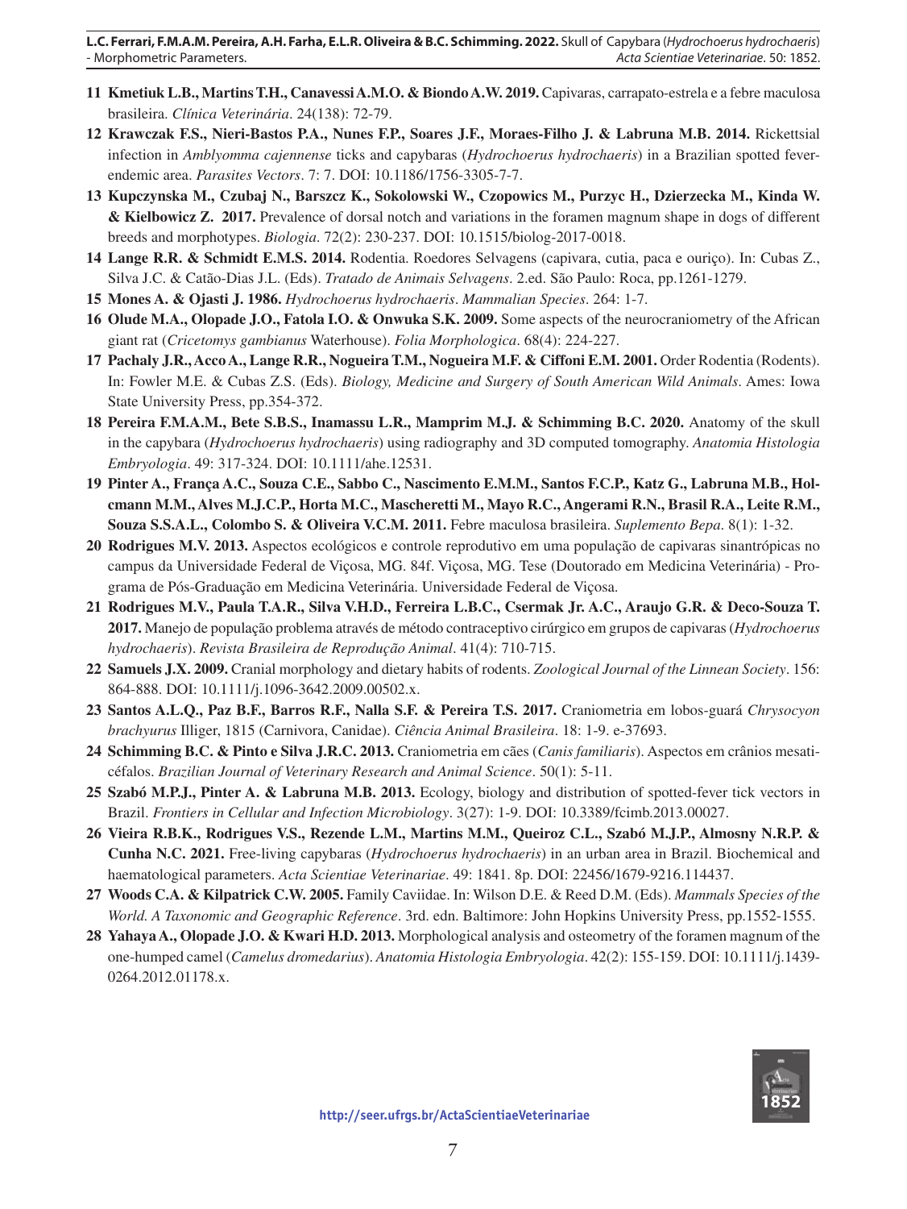**11 Kmetiuk L.B., Martins T.H., Canavessi A.M.O. & Biondo A.W. 2019.** Capivaras, carrapato-estrela e a febre maculosa brasileira. *Clínica Veterinária*. 24(138): 72-79.

**12 Krawczak F.S., Nieri-Bastos P.A., Nunes F.P., Soares J.F., Moraes-Filho J. & Labruna M.B. 2014.** Rickettsial infection in *Amblyomma cajennense* ticks and capybaras (*Hydrochoerus hydrochaeris*) in a Brazilian spotted fever-endemic area. *Parasites Vectors*. 7: 7. DOI: 10.1186/1756-3305-7-7.

**13 Kupczynska M., Czubaj N., Barszcz K., Sokolowski W., Czopowics M., Purzyc H., Dzierzecka M., Kinda W. & Kielbowicz Z. 2017.** Prevalence of dorsal notch and variations in the foramen magnum shape in dogs of different breeds and morphotypes. *Biologia*. 72(2): 230-237. DOI: 10.1515/biolog-2017-0018.

**14 Lange R.R. & Schmidt E.M.S. 2014.** Rodentia. Roedores Selvagens (capivara, cutia, paca e ouriço). In: Cubas Z., Silva J.C. & Catão-Dias J.L. (Eds). *Tratado de Animais Selvagens*. 2.ed. São Paulo: Roca, pp.1261-1279.

**15 Mones A. & Ojasti J. 1986.** *Hydrochoerus hydrochaeris*. *Mammalian Species*. 264: 1-7.

**16 Olude M.A., Olopade J.O., Fatola I.O. & Onwuka S.K. 2009.** Some aspects of the neurocraniometry of the African giant rat (*Cricetomys gambianus* Waterhouse). *Folia Morphologica*. 68(4): 224-227.

**17 Pachaly J.R., Acco A., Lange R.R., Nogueira T.M., Nogueira M.F. & Ciffoni E.M. 2001.** Order Rodentia (Rodents). In: Fowler M.E. & Cubas Z.S. (Eds). *Biology, Medicine and Surgery of South American Wild Animals*. Ames: Iowa State University Press, pp.354-372.

**18 Pereira F.M.A.M., Bete S.B.S., Inamassu L.R., Mamprim M.J. & Schimming B.C. 2020.** Anatomy of the skull in the capybara (*Hydrochoerus hydrochaeris*) using radiography and 3D computed tomography. *Anatomia Histologia Embryologia*. 49: 317-324. DOI: 10.1111/ahe.12531.

**19 Pinter A., França A.C., Souza C.E., Sabbo C., Nascimento E.M.M., Santos F.C.P., Katz G., Labruna M.B., Holcmann M.M., Alves M.J.C.P., Horta M.C., Mascheretti M., Mayo R.C., Angerami R.N., Brasil R.A., Leite R.M., Souza S.S.A.L., Colombo S. & Oliveira V.C.M. 2011.** Febre maculosa brasileira. *Suplemento Bepa*. 8(1): 1-32.

**20 Rodrigues M.V. 2013.** Aspectos ecológicos e controle reprodutivo em uma população de capivaras sinantrópicas no campus da Universidade Federal de Viçosa, MG. 84f. Viçosa, MG. Tese (Doutorado em Medicina Veterinária) - Programa de Pós-Graduação em Medicina Veterinária. Universidade Federal de Viçosa.

**21 Rodrigues M.V., Paula T.A.R., Silva V.H.D., Ferreira L.B.C., Csermak Jr. A.C., Araujo G.R. & Deco-Souza T. 2017.** Manejo de população problema através de método contraceptivo cirúrgico em grupos de capivaras (*Hydrochoerus hydrochaeris*). *Revista Brasileira de Reprodução Animal*. 41(4): 710-715.

**22 Samuels J.X. 2009.** Cranial morphology and dietary habits of rodents. *Zoological Journal of the Linnean Society*. 156: 864-888. DOI: 10.1111/j.1096-3642.2009.00502.x.

**23 Santos A.L.Q., Paz B.F., Barros R.F., Nalla S.F. & Pereira T.S. 2017.** Craniometria em lobos-guará *Chrysocyon brachyurus* Illiger, 1815 (Carnivora, Canidae). *Ciência Animal Brasileira*. 18: 1-9. e-37693.

**24 Schimming B.C. & Pinto e Silva J.R.C. 2013.** Craniometria em cães (*Canis familiaris*). Aspectos em crânios mesaticéfalos. *Brazilian Journal of Veterinary Research and Animal Science*. 50(1): 5-11.

**25 Szabó M.P.J., Pinter A. & Labruna M.B. 2013.** Ecology, biology and distribution of spotted-fever tick vectors in Brazil. *Frontiers in Cellular and Infection Microbiology*. 3(27): 1-9. DOI: 10.3389/fcimb.2013.00027.

**26 Vieira R.B.K., Rodrigues V.S., Rezende L.M., Martins M.M., Queiroz C.L., Szabó M.J.P., Almosny N.R.P. & Cunha N.C. 2021.** Free-living capybaras (*Hydrochoerus hydrochaeris*) in an urban area in Brazil. Biochemical and haematological parameters. *Acta Scientiae Veterinariae*. 49: 1841. 8p. DOI: 22456/1679-9216.114437.

**27 Woods C.A. & Kilpatrick C.W. 2005.** Family Caviidae. In: Wilson D.E. & Reed D.M. (Eds). *Mammals Species of the World. A Taxonomic and Geographic Reference*. 3rd. edn. Baltimore: John Hopkins University Press, pp.1552-1555.

**28 Yahaya A., Olopade J.O. & Kwari H.D. 2013.** Morphological analysis and osteometry of the foramen magnum of the one-humped camel (*Camelus dromedarius*). *Anatomia Histologia Embryologia*. 42(2): 155-159. DOI: 10.1111/j.1439-0264.2012.01178.x.